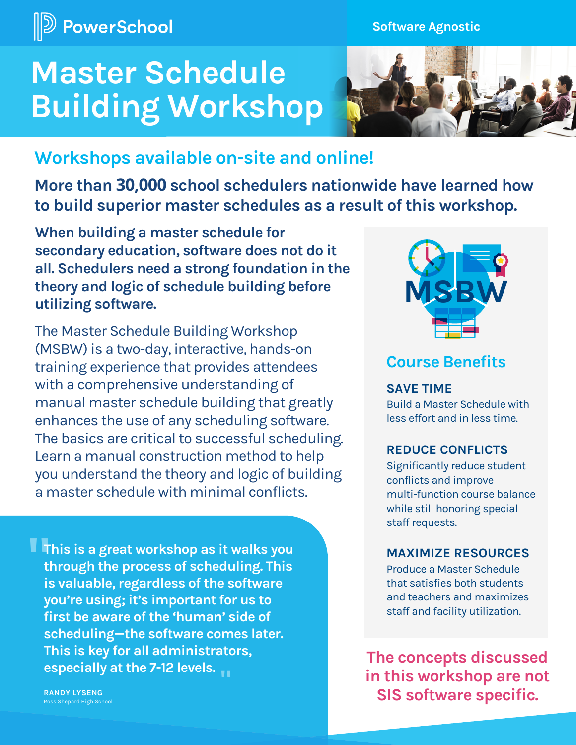PowerSchool

Software Agnostic

# Master Schedule Building Workshop

## Workshops available on-site and online!

**More than 30,000 school schedulers nationwide have learned how to build superior master schedules as a result of this workshop.**

**When building a master schedule for secondary education, software does not do it all. Schedulers need a strong foundation in the theory and logic of schedule building before utilizing software.**

The Master Schedule Building Workshop (MSBW) is a two-day, interactive, hands-on training experience that provides attendees with a comprehensive understanding of manual master schedule building that greatly enhances the use of any scheduling software. The basics are critical to successful scheduling. Learn a manual construction method to help you understand the theory and logic of building a master schedule with minimal conflicts.

> "This is a great workshop as it walks you through the process of scheduling. This is valuable, regardless of the software you're using; it's important for us to first be aware of the 'human' side of scheduling—the software comes later. This is key for all administrators, especially at the 7-12 levels."
>
> **RANDY LYSENG**
> Ross Shepard High School

MSBW

## Course Benefits

### SAVE TIME

Build a Master Schedule with less effort and in less time.

### REDUCE CONFLICTS

Significantly reduce student conflicts and improve multi-function course balance while still honoring special staff requests.

### MAXIMIZE RESOURCES

Produce a Master Schedule that satisfies both students and teachers and maximizes staff and facility utilization.

**The concepts discussed in this workshop are not SIS software specific.**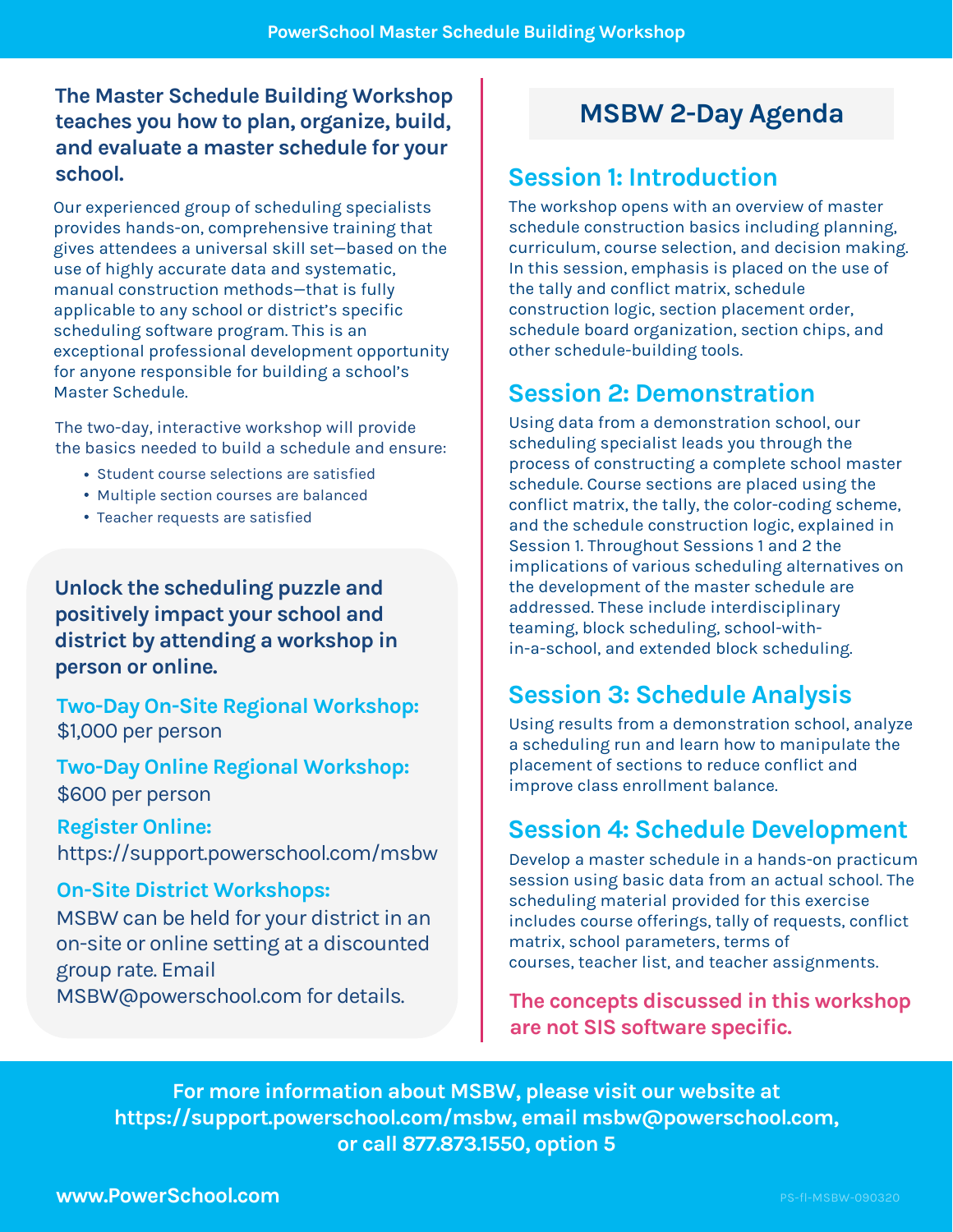**The Master Schedule Building Workshop teaches you how to plan, organize, build, and evaluate a master schedule for your school.**

Our experienced group of scheduling specialists provides hands-on, comprehensive training that gives attendees a universal skill set—based on the use of highly accurate data and systematic, manual construction methods—that is fully applicable to any school or district's specific scheduling software program. This is an exceptional professional development opportunity for anyone responsible for building a school's Master Schedule.

The two-day, interactive workshop will provide the basics needed to build a schedule and ensure:

- Student course selections are satisfied
- Multiple section courses are balanced
- Teacher requests are satisfied

**Unlock the scheduling puzzle and positively impact your school and district by attending a workshop in person or online.**

**Two-Day On-Site Regional Workshop:**
$1,000 per person

**Two-Day Online Regional Workshop:**
$600 per person

**Register Online:**
https://support.powerschool.com/msbw

**On-Site District Workshops:**
MSBW can be held for your district in an on-site or online setting at a discounted group rate. Email MSBW@powerschool.com for details.

## MSBW 2-Day Agenda

### Session 1: Introduction

The workshop opens with an overview of master schedule construction basics including planning, curriculum, course selection, and decision making. In this session, emphasis is placed on the use of the tally and conflict matrix, schedule construction logic, section placement order, schedule board organization, section chips, and other schedule-building tools.

### Session 2: Demonstration

Using data from a demonstration school, our scheduling specialist leads you through the process of constructing a complete school master schedule. Course sections are placed using the conflict matrix, the tally, the color-coding scheme, and the schedule construction logic, explained in Session 1. Throughout Sessions 1 and 2 the implications of various scheduling alternatives on the development of the master schedule are addressed. These include interdisciplinary teaming, block scheduling, school-with-in-a-school, and extended block scheduling.

### Session 3: Schedule Analysis

Using results from a demonstration school, analyze a scheduling run and learn how to manipulate the placement of sections to reduce conflict and improve class enrollment balance.

### Session 4: Schedule Development

Develop a master schedule in a hands-on practicum session using basic data from an actual school. The scheduling material provided for this exercise includes course offerings, tally of requests, conflict matrix, school parameters, terms of courses, teacher list, and teacher assignments.

**The concepts discussed in this workshop are not SIS software specific.**

**For more information about MSBW, please visit our website at https://support.powerschool.com/msbw, email msbw@powerschool.com, or call 877.873.1550, option 5**

**www.PowerSchool.com**

PS-fl-MSBW-090320